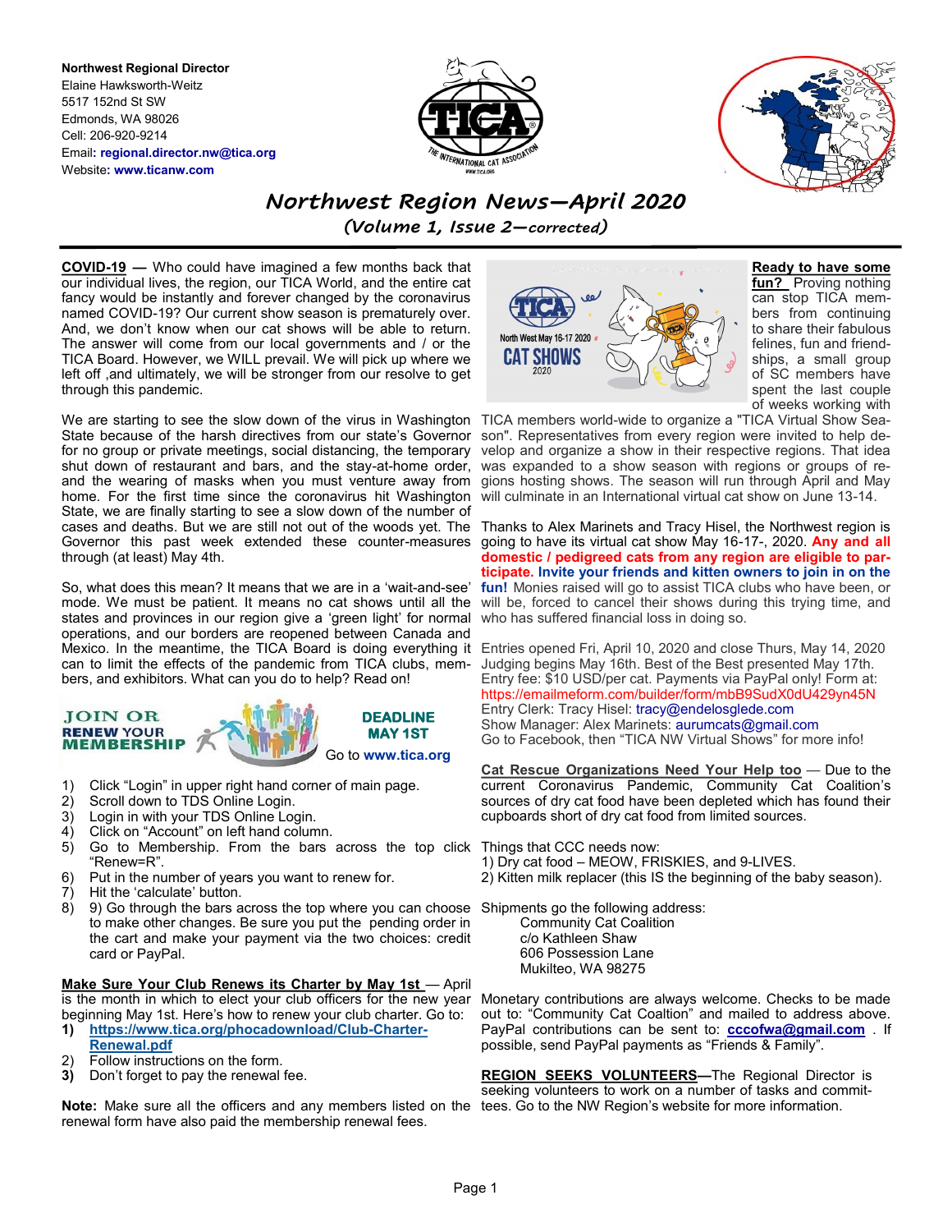**Northwest Regional Director**
Elaine Hawksworth-Weitz
5517 152nd St SW
Edmonds, WA 98026
Cell: 206-920-9214
Email: **regional.director.nw@tica.org**
Website: **www.ticanw.com**

# *Northwest Region News—April 2020*

*(Volume 1, Issue 2—corrected)*

**COVID-19 —** Who could have imagined a few months back that our individual lives, the region, our TICA World, and the entire cat fancy would be instantly and forever changed by the coronavirus named COVID-19? Our current show season is prematurely over. And, we don't know when our cat shows will be able to return. The answer will come from our local governments and / or the TICA Board. However, we WILL prevail. We will pick up where we left off ,and ultimately, we will be stronger from our resolve to get through this pandemic.

We are starting to see the slow down of the virus in Washington State because of the harsh directives from our state's Governor for no group or private meetings, social distancing, the temporary shut down of restaurant and bars, and the stay-at-home order, and the wearing of masks when you must venture away from home. For the first time since the coronavirus hit Washington State, we are finally starting to see a slow down of the number of cases and deaths. But we are still not out of the woods yet. The Governor this past week extended these counter-measures through (at least) May 4th.

So, what does this mean? It means that we are in a 'wait-and-see' mode. We must be patient. It means no cat shows until all the states and provinces in our region give a 'green light' for normal operations, and our borders are reopened between Canada and Mexico. In the meantime, the TICA Board is doing everything it can to limit the effects of the pandemic from TICA clubs, members, and exhibitors. What can you do to help? Read on!

**JOIN OR RENEW YOUR MEMBERSHIP** — **DEADLINE MAY 1ST**

Go to **www.tica.org**

1) Click "Login" in upper right hand corner of main page.
2) Scroll down to TDS Online Login.
3) Login in with your TDS Online Login.
4) Click on "Account" on left hand column.
5) Go to Membership. From the bars across the top click "Renew=R".
6) Put in the number of years you want to renew for.
7) Hit the 'calculate' button.
8) 9) Go through the bars across the top where you can choose to make other changes. Be sure you put the pending order in the cart and make your payment via the two choices: credit card or PayPal.

**Make Sure Your Club Renews its Charter by May 1st** — April is the month in which to elect your club officers for the new year beginning May 1st. Here's how to renew your club charter. Go to:

1) **https://www.tica.org/phocadownload/Club-Charter-Renewal.pdf**
2) Follow instructions on the form.
3) Don't forget to pay the renewal fee.

**Note:** Make sure all the officers and any members listed on the renewal form have also paid the membership renewal fees.

**Ready to have some fun?** Proving nothing can stop TICA members from continuing to share their fabulous felines, fun and friendships, a small group of SC members have spent the last couple of weeks working with TICA members world-wide to organize a "TICA Virtual Show Season". Representatives from every region were invited to help develop and organize a show in their respective regions. That idea was expanded to a show season with regions or groups of regions hosting shows. The season will run through April and May will culminate in an International virtual cat show on June 13-14.

Thanks to Alex Marinets and Tracy Hisel, the Northwest region is going to have its virtual cat show May 16-17-, 2020. **Any and all domestic / pedigreed cats from any region are eligible to participate. Invite your friends and kitten owners to join in on the fun!** Monies raised will go to assist TICA clubs who have been, or will be, forced to cancel their shows during this trying time, and who has suffered financial loss in doing so.

Entries opened Fri, April 10, 2020 and close Thurs, May 14, 2020
Judging begins May 16th. Best of the Best presented May 17th.
Entry fee: $10 USD/per cat. Payments via PayPal only! Form at:
https://emailmeform.com/builder/form/mbB9SudX0dU429yn45N
Entry Clerk: Tracy Hisel: tracy@endelosglede.com
Show Manager: Alex Marinets: aurumcats@gmail.com
Go to Facebook, then "TICA NW Virtual Shows" for more info!

**Cat Rescue Organizations Need Your Help too** — Due to the current Coronavirus Pandemic, Community Cat Coalition's sources of dry cat food have been depleted which has found their cupboards short of dry cat food from limited sources.

Things that CCC needs now:
1) Dry cat food – MEOW, FRISKIES, and 9-LIVES.
2) Kitten milk replacer (this IS the beginning of the baby season).

Shipments go the following address:

Community Cat Coalition
c/o Kathleen Shaw
606 Possession Lane
Mukilteo, WA 98275

Monetary contributions are always welcome. Checks to be made out to: "Community Cat Coaltion" and mailed to address above. PayPal contributions can be sent to: **cccofwa@gmail.com** . If possible, send PayPal payments as "Friends & Family".

**REGION SEEKS VOLUNTEERS**—The Regional Director is seeking volunteers to work on a number of tasks and committees. Go to the NW Region's website for more information.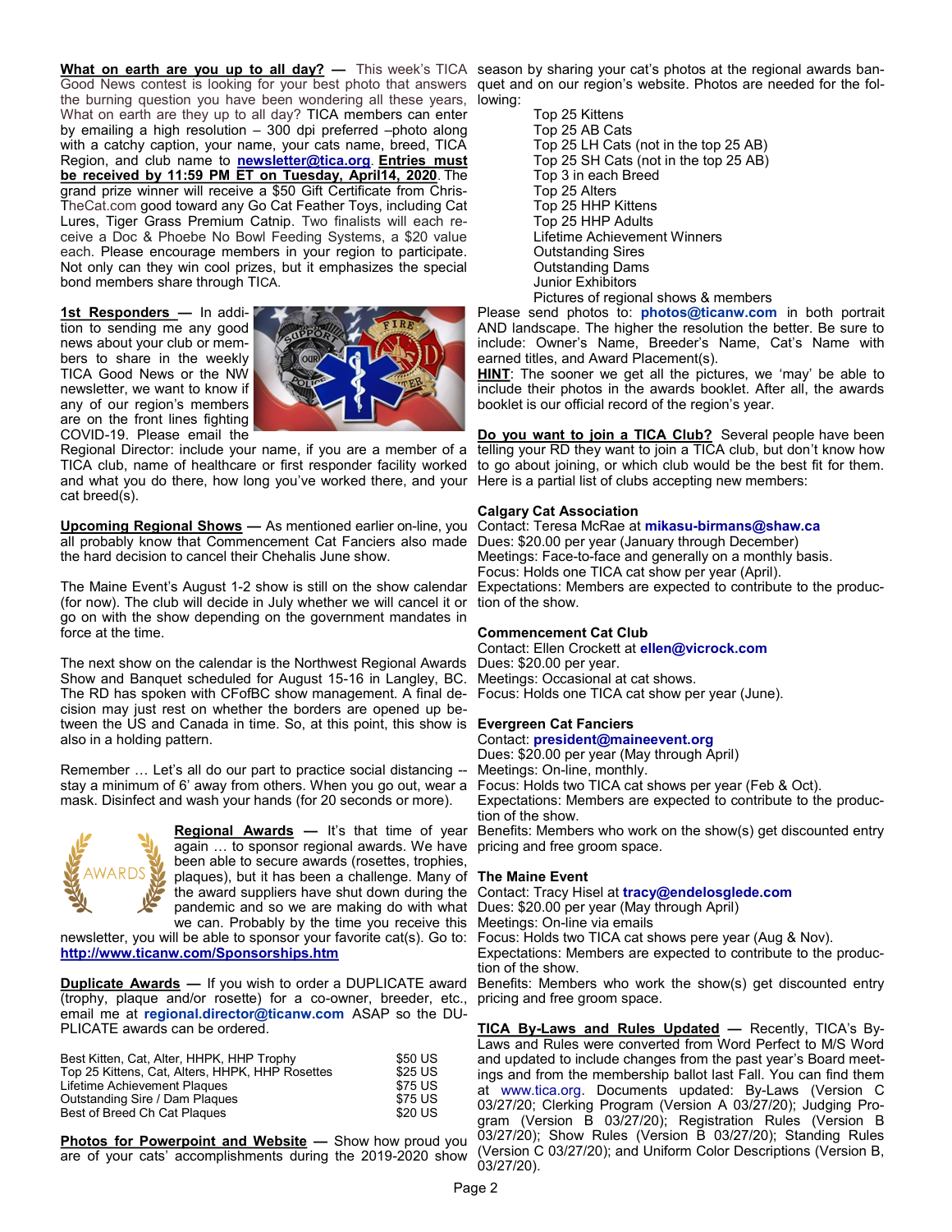**What on earth are you up to all day?** — This week's TICA Good News contest is looking for your best photo that answers the burning question you have been wondering all these years, What on earth are they up to all day? TICA members can enter by emailing a high resolution – 300 dpi preferred –photo along with a catchy caption, your name, your cats name, breed, TICA Region, and club name to **newsletter@tica.org**. **Entries must be received by 11:59 PM ET on Tuesday, April14, 2020**. The grand prize winner will receive a $50 Gift Certificate from ChrisTheCat.com good toward any Go Cat Feather Toys, including Cat Lures, Tiger Grass Premium Catnip. Two finalists will each receive a Doc & Phoebe No Bowl Feeding Systems, a $20 value each. Please encourage members in your region to participate. Not only can they win cool prizes, but it emphasizes the special bond members share through TICA.

**1st Responders** — In addition to sending me any good news about your club or members to share in the weekly TICA Good News or the NW newsletter, we want to know if any of our region's members are on the front lines fighting COVID-19. Please email the Regional Director: include your name, if you are a member of a TICA club, name of healthcare or first responder facility worked and what you do there, how long you've worked there, and your cat breed(s).

**Upcoming Regional Shows** — As mentioned earlier on-line, you all probably know that Commencement Cat Fanciers also made the hard decision to cancel their Chehalis June show.

The Maine Event's August 1-2 show is still on the show calendar (for now). The club will decide in July whether we will cancel it or go on with the show depending on the government mandates in force at the time.

The next show on the calendar is the Northwest Regional Awards Show and Banquet scheduled for August 15-16 in Langley, BC. The RD has spoken with CFofBC show management. A final decision may just rest on whether the borders are opened up between the US and Canada in time. So, at this point, this show is also in a holding pattern.

Remember … Let's all do our part to practice social distancing -- stay a minimum of 6' away from others. When you go out, wear a mask. Disinfect and wash your hands (for 20 seconds or more).

**Regional Awards** — It's that time of year again … to sponsor regional awards. We have been able to secure awards (rosettes, trophies, plaques), but it has been a challenge. Many of the award suppliers have shut down during the pandemic and so we are making do with what we can. Probably by the time you receive this newsletter, you will be able to sponsor your favorite cat(s). Go to: **http://www.ticanw.com/Sponsorships.htm**

**Duplicate Awards** — If you wish to order a DUPLICATE award (trophy, plaque and/or rosette) for a co-owner, breeder, etc., email me at **regional.director@ticanw.com** ASAP so the DUPLICATE awards can be ordered.

| Award | Price |
|---|---|
| Best Kitten, Cat, Alter, HHPK, HHP Trophy | $50 US |
| Top 25 Kittens, Cat, Alters, HHPK, HHP Rosettes | $25 US |
| Lifetime Achievement Plaques | $75 US |
| Outstanding Sire / Dam Plaques | $75 US |
| Best of Breed Ch Cat Plaques | $20 US |

**Photos for Powerpoint and Website** — Show how proud you are of your cats' accomplishments during the 2019-2020 show season by sharing your cat's photos at the regional awards banquet and on our region's website. Photos are needed for the following:

- Top 25 Kittens
- Top 25 AB Cats
- Top 25 LH Cats (not in the top 25 AB)
- Top 25 SH Cats (not in the top 25 AB)
- Top 3 in each Breed
- Top 25 Alters
- Top 25 HHP Kittens
- Top 25 HHP Adults
- Lifetime Achievement Winners
- Outstanding Sires
- Outstanding Dams
- Junior Exhibitors
- Pictures of regional shows & members

Please send photos to: **photos@ticanw.com** in both portrait AND landscape. The higher the resolution the better. Be sure to include: Owner's Name, Breeder's Name, Cat's Name with earned titles, and Award Placement(s).

**HINT**: The sooner we get all the pictures, we 'may' be able to include their photos in the awards booklet. After all, the awards booklet is our official record of the region's year.

**Do you want to join a TICA Club?** Several people have been telling your RD they want to join a TICA club, but don't know how to go about joining, or which club would be the best fit for them. Here is a partial list of clubs accepting new members:

**Calgary Cat Association**
Contact: Teresa McRae at **mikasu-birmans@shaw.ca**
Dues: $20.00 per year (January through December)
Meetings: Face-to-face and generally on a monthly basis.
Focus: Holds one TICA cat show per year (April).
Expectations: Members are expected to contribute to the production of the show.

**Commencement Cat Club**
Contact: Ellen Crockett at **ellen@vicrock.com**
Dues: $20.00 per year.
Meetings: Occasional at cat shows.
Focus: Holds one TICA cat show per year (June).

**Evergreen Cat Fanciers**
Contact: **president@maineevent.org**
Dues: $20.00 per year (May through April)
Meetings: On-line, monthly.
Focus: Holds two TICA cat shows per year (Feb & Oct).
Expectations: Members are expected to contribute to the production of the show.
Benefits: Members who work on the show(s) get discounted entry pricing and free groom space.

**The Maine Event**
Contact: Tracy Hisel at **tracy@endelosglede.com**
Dues: $20.00 per year (May through April)
Meetings: On-line via emails
Focus: Holds two TICA cat shows pere year (Aug & Nov).
Expectations: Members are expected to contribute to the production of the show.
Benefits: Members who work the show(s) get discounted entry pricing and free groom space.

**TICA By-Laws and Rules Updated** — Recently, TICA's By-Laws and Rules were converted from Word Perfect to M/S Word and updated to include changes from the past year's Board meetings and from the membership ballot last Fall. You can find them at www.tica.org. Documents updated: By-Laws (Version C 03/27/20; Clerking Program (Version A 03/27/20); Judging Program (Version B 03/27/20); Registration Rules (Version B 03/27/20); Show Rules (Version B 03/27/20); Standing Rules (Version C 03/27/20); and Uniform Color Descriptions (Version B, 03/27/20).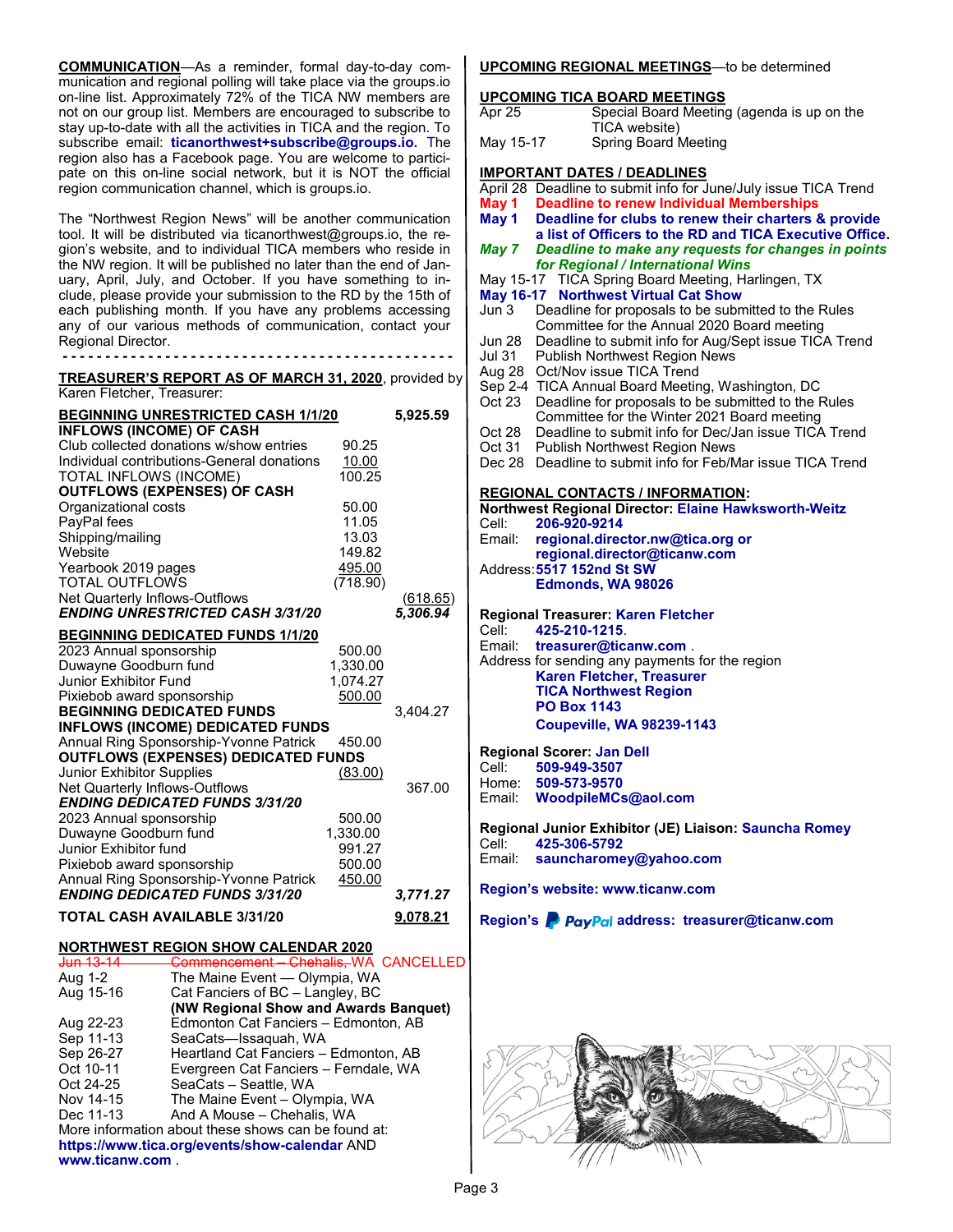**COMMUNICATION**—As a reminder, formal day-to-day communication and regional polling will take place via the groups.io on-line list. Approximately 72% of the TICA NW members are not on our group list. Members are encouraged to subscribe to stay up-to-date with all the activities in TICA and the region. To subscribe email: **ticanorthwest+subscribe@groups.io.** The region also has a Facebook page. You are welcome to participate on this on-line social network, but it is NOT the official region communication channel, which is groups.io.

The "Northwest Region News" will be another communication tool. It will be distributed via ticanorthwest@groups.io, the region's website, and to individual TICA members who reside in the NW region. It will be published no later than the end of January, April, July, and October. If you have something to include, please provide your submission to the RD by the 15th of each publishing month. If you have any problems accessing any of our various methods of communication, contact your Regional Director.

---

**TREASURER'S REPORT AS OF MARCH 31, 2020**, provided by Karen Fletcher, Treasurer:

| | | |
|---|---|---|
| **BEGINNING UNRESTRICTED CASH 1/1/20** | | **5,925.59** |
| **INFLOWS (INCOME) OF CASH** | | |
| Club collected donations w/show entries | 90.25 | |
| Individual contributions-General donations | 10.00 | |
| TOTAL INFLOWS (INCOME) | 100.25 | |
| **OUTFLOWS (EXPENSES) OF CASH** | | |
| Organizational costs | 50.00 | |
| PayPal fees | 11.05 | |
| Shipping/mailing | 13.03 | |
| Website | 149.82 | |
| Yearbook 2019 pages | 495.00 | |
| TOTAL OUTFLOWS | (718.90) | |
| Net Quarterly Inflows-Outflows | | (618.65) |
| ***ENDING UNRESTRICTED CASH 3/31/20*** | | ***5,306.94*** |
| **BEGINNING DEDICATED FUNDS 1/1/20** | | |
| 2023 Annual sponsorship | 500.00 | |
| Duwayne Goodburn fund | 1,330.00 | |
| Junior Exhibitor Fund | 1,074.27 | |
| Pixiebob award sponsorship | 500.00 | |
| **BEGINNING DEDICATED FUNDS** | | 3,404.27 |
| **INFLOWS (INCOME) DEDICATED FUNDS** | | |
| Annual Ring Sponsorship-Yvonne Patrick | 450.00 | |
| **OUTFLOWS (EXPENSES) DEDICATED FUNDS** | | |
| Junior Exhibitor Supplies | (83.00) | |
| Net Quarterly Inflows-Outflows | | 367.00 |
| ***ENDING DEDICATED FUNDS 3/31/20*** | | |
| 2023 Annual sponsorship | 500.00 | |
| Duwayne Goodburn fund | 1,330.00 | |
| Junior Exhibitor fund | 991.27 | |
| Pixiebob award sponsorship | 500.00 | |
| Annual Ring Sponsorship-Yvonne Patrick | 450.00 | |
| ***ENDING DEDICATED FUNDS 3/31/20*** | | ***3,771.27*** |
| **TOTAL CASH AVAILABLE 3/31/20** | | **9,078.21** |

**NORTHWEST REGION SHOW CALENDAR 2020**

| | |
|---|---|
| ~~Jun 13-14~~ | ~~Commencement – Chehalis, WA~~ CANCELLED |
| Aug 1-2 | The Maine Event — Olympia, WA |
| Aug 15-16 | Cat Fanciers of BC – Langley, BC **(NW Regional Show and Awards Banquet)** |
| Aug 22-23 | Edmonton Cat Fanciers – Edmonton, AB |
| Sep 11-13 | SeaCats—Issaquah, WA |
| Sep 26-27 | Heartland Cat Fanciers – Edmonton, AB |
| Oct 10-11 | Evergreen Cat Fanciers – Ferndale, WA |
| Oct 24-25 | SeaCats – Seattle, WA |
| Nov 14-15 | The Maine Event – Olympia, WA |
| Dec 11-13 | And A Mouse – Chehalis, WA |

More information about these shows can be found at: **https://www.tica.org/events/show-calendar** AND **www.ticanw.com** .

**UPCOMING REGIONAL MEETINGS**—to be determined

**UPCOMING TICA BOARD MEETINGS**

| | |
|---|---|
| Apr 25 | Special Board Meeting (agenda is up on the TICA website) |
| May 15-17 | Spring Board Meeting |

**IMPORTANT DATES / DEADLINES**

| | |
|---|---|
| April 28 | Deadline to submit info for June/July issue TICA Trend |
| **May 1** | **Deadline to renew Individual Memberships** |
| **May 1** | **Deadline for clubs to renew their charters & provide a list of Officers to the RD and TICA Executive Office.** |
| ***May 7*** | ***Deadline to make any requests for changes in points for Regional / International Wins*** |
| May 15-17 | TICA Spring Board Meeting, Harlingen, TX |
| **May 16-17** | **Northwest Virtual Cat Show** |
| Jun 3 | Deadline for proposals to be submitted to the Rules Committee for the Annual 2020 Board meeting |
| Jun 28 | Deadline to submit info for Aug/Sept issue TICA Trend |
| Jul 31 | Publish Northwest Region News |
| Aug 28 | Oct/Nov issue TICA Trend |
| Sep 2-4 | TICA Annual Board Meeting, Washington, DC |
| Oct 23 | Deadline for proposals to be submitted to the Rules Committee for the Winter 2021 Board meeting |
| Oct 28 | Deadline to submit info for Dec/Jan issue TICA Trend |
| Oct 31 | Publish Northwest Region News |
| Dec 28 | Deadline to submit info for Feb/Mar issue TICA Trend |

**REGIONAL CONTACTS / INFORMATION**:

**Northwest Regional Director: Elaine Hawksworth-Weitz**
Cell: **206-920-9214**
Email: **regional.director.nw@tica.org or regional.director@ticanw.com**
Address: **5517 152nd St SW**
**Edmonds, WA 98026**

**Regional Treasurer: Karen Fletcher**
Cell: **425-210-1215**.
Email: **treasurer@ticanw.com** .
Address for sending any payments for the region
**Karen Fletcher, Treasurer**
**TICA Northwest Region**
**PO Box 1143**
**Coupeville, WA 98239-1143**

**Regional Scorer: Jan Dell**
Cell: **509-949-3507**
Home: **509-573-9570**
Email: **WoodpileMCs@aol.com**

**Regional Junior Exhibitor (JE) Liaison: Sauncha Romey**
Cell: **425-306-5792**
Email: **saunchoromey@yahoo.com**

**Region's website: www.ticanw.com**

**Region's PayPal address: treasurer@ticanw.com**